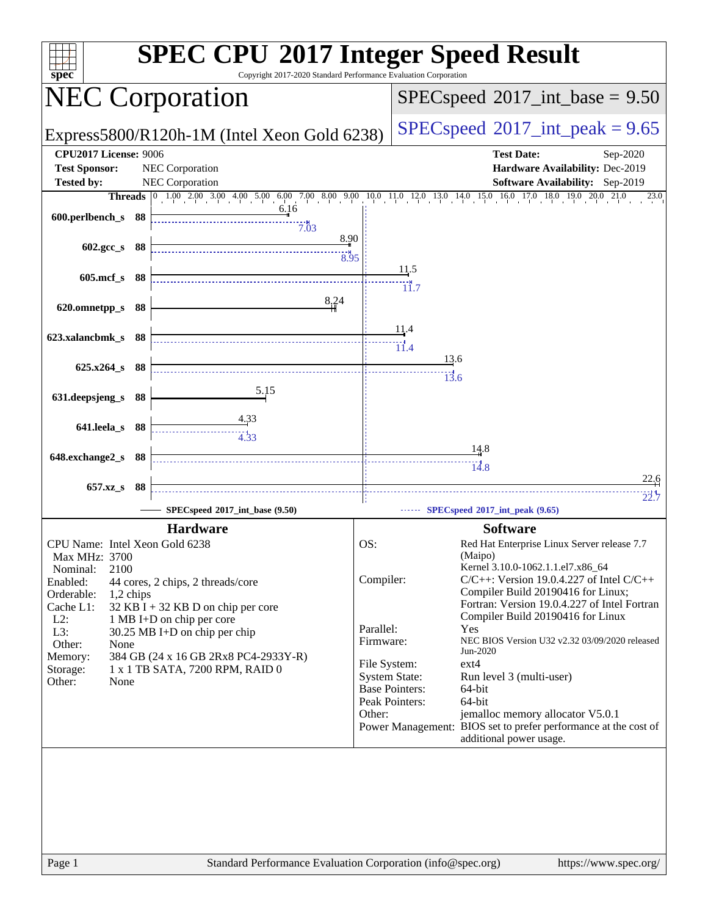# SPEC CPU 2017 Integer Speed Result

Copyright 2017-2020 Standard Performance Evaluation Corporation

## NEC Corporation

Express5800/R120h-1M (Intel Xeon Gold 6238)

SPECspeed 2017_int_base = 9.50

SPECspeed 2017_int_peak = 9.65

**CPU2017 License:** 9006
**Test Sponsor:** NEC Corporation
**Tested by:** NEC Corporation

**Test Date:** Sep-2020
**Hardware Availability:** Dec-2019
**Software Availability:** Sep-2019

| Benchmark | Threads | Base | Peak |
|---|---|---|---|
| 600.perlbench_s | 88 | 6.16 | 7.03 |
| 602.gcc_s | 88 | 8.90 | 8.95 |
| 605.mcf_s | 88 | 11.5 | 11.7 |
| 620.omnetpp_s | 88 | 8.24 | |
| 623.xalancbmk_s | 88 | 11.4 | 11.4 |
| 625.x264_s | 88 | 13.6 | 13.6 |
| 631.deepsjeng_s | 88 | 5.15 | |
| 641.leela_s | 88 | 4.33 | 4.33 |
| 648.exchange2_s | 88 | 14.8 | 14.8 |
| 657.xz_s | 88 | 22.6 | 22.7 |

SPECspeed 2017_int_base (9.50) ------ SPECspeed 2017_int_peak (9.65)

### Hardware

CPU Name: Intel Xeon Gold 6238
Max MHz: 3700
Nominal: 2100
Enabled: 44 cores, 2 chips, 2 threads/core
Orderable: 1,2 chips
Cache L1: 32 KB I + 32 KB D on chip per core
L2: 1 MB I+D on chip per core
L3: 30.25 MB I+D on chip per chip
Other: None
Memory: 384 GB (24 x 16 GB 2Rx8 PC4-2933Y-R)
Storage: 1 x 1 TB SATA, 7200 RPM, RAID 0
Other: None

### Software

OS: Red Hat Enterprise Linux Server release 7.7 (Maipo)
Kernel 3.10.0-1062.1.1.el7.x86_64
Compiler: C/C++: Version 19.0.4.227 of Intel C/C++ Compiler Build 20190416 for Linux;
Fortran: Version 19.0.4.227 of Intel Fortran Compiler Build 20190416 for Linux
Parallel: Yes
Firmware: NEC BIOS Version U32 v2.32 03/09/2020 released Jun-2020
File System: ext4
System State: Run level 3 (multi-user)
Base Pointers: 64-bit
Peak Pointers: 64-bit
Other: jemalloc memory allocator V5.0.1
Power Management: BIOS set to prefer performance at the cost of additional power usage.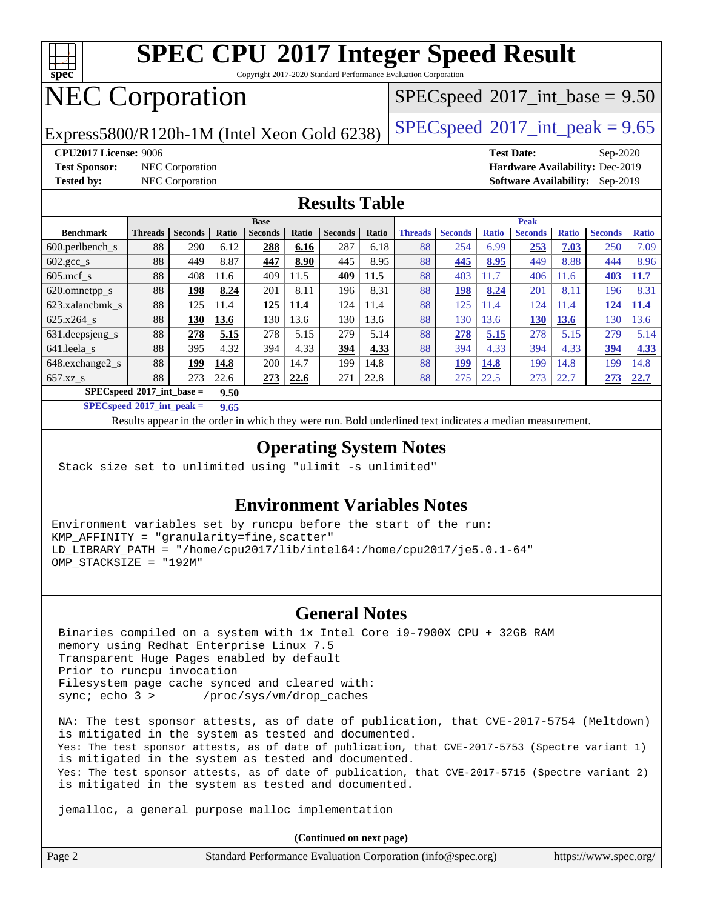# SPEC CPU 2017 Integer Speed Result

Copyright 2017-2020 Standard Performance Evaluation Corporation

# NEC Corporation

Express5800/R120h-1M (Intel Xeon Gold 6238)

SPECspeed 2017_int_base = 9.50

SPECspeed 2017_int_peak = 9.65

**CPU2017 License:** 9006
**Test Sponsor:** NEC Corporation
**Tested by:** NEC Corporation

**Test Date:** Sep-2020
**Hardware Availability:** Dec-2019
**Software Availability:** Sep-2019

## Results Table

| | Base | | | | | | | Peak | | | | | | |
|---|---|---|---|---|---|---|---|---|---|---|---|---|---|---|
| **Benchmark** | **Threads** | **Seconds** | **Ratio** | **Seconds** | **Ratio** | **Seconds** | **Ratio** | **Threads** | **Seconds** | **Ratio** | **Seconds** | **Ratio** | **Seconds** | **Ratio** |
| 600.perlbench_s | 88 | 290 | 6.12 | **288** | **6.16** | 287 | 6.18 | 88 | 254 | 6.99 | **253** | **7.03** | 250 | 7.09 |
| 602.gcc_s | 88 | 449 | 8.87 | **447** | **8.90** | 445 | 8.95 | 88 | **445** | **8.95** | 449 | 8.88 | 444 | 8.96 |
| 605.mcf_s | 88 | 408 | 11.6 | 409 | 11.5 | **409** | **11.5** | 88 | 403 | 11.7 | 406 | 11.6 | **403** | **11.7** |
| 620.omnetpp_s | 88 | **198** | **8.24** | 201 | 8.11 | 196 | 8.31 | 88 | **198** | **8.24** | 201 | 8.11 | 196 | 8.31 |
| 623.xalancbmk_s | 88 | 125 | 11.4 | **125** | **11.4** | 124 | 11.4 | 88 | 125 | 11.4 | 124 | 11.4 | **124** | **11.4** |
| 625.x264_s | 88 | **130** | **13.6** | 130 | 13.6 | 130 | 13.6 | 88 | 130 | 13.6 | **130** | **13.6** | 130 | 13.6 |
| 631.deepsjeng_s | 88 | **278** | **5.15** | 278 | 5.15 | 279 | 5.14 | 88 | **278** | **5.15** | 278 | 5.15 | 279 | 5.14 |
| 641.leela_s | 88 | 395 | 4.32 | 394 | 4.33 | **394** | **4.33** | 88 | 394 | 4.33 | 394 | 4.33 | **394** | **4.33** |
| 648.exchange2_s | 88 | **199** | **14.8** | 200 | 14.7 | 199 | 14.8 | 88 | **199** | **14.8** | 199 | 14.8 | 199 | 14.8 |
| 657.xz_s | 88 | 273 | 22.6 | **273** | **22.6** | 271 | 22.8 | 88 | 275 | 22.5 | 273 | 22.7 | **273** | **22.7** |

**SPECspeed 2017_int_base = 9.50**

**SPECspeed 2017_int_peak = 9.65**

Results appear in the order in which they were run. Bold underlined text indicates a median measurement.

## Operating System Notes

```
Stack size set to unlimited using "ulimit -s unlimited"
```

## Environment Variables Notes

```
Environment variables set by runcpu before the start of the run:
KMP_AFFINITY = "granularity=fine,scatter"
LD_LIBRARY_PATH = "/home/cpu2017/lib/intel64:/home/cpu2017/je5.0.1-64"
OMP_STACKSIZE = "192M"
```

## General Notes

```
Binaries compiled on a system with 1x Intel Core i9-7900X CPU + 32GB RAM
memory using Redhat Enterprise Linux 7.5
Transparent Huge Pages enabled by default
Prior to runcpu invocation
Filesystem page cache synced and cleared with:
sync; echo 3 >       /proc/sys/vm/drop_caches

NA: The test sponsor attests, as of date of publication, that CVE-2017-5754 (Meltdown)
is mitigated in the system as tested and documented.
Yes: The test sponsor attests, as of date of publication, that CVE-2017-5753 (Spectre variant 1)
is mitigated in the system as tested and documented.
Yes: The test sponsor attests, as of date of publication, that CVE-2017-5715 (Spectre variant 2)
is mitigated in the system as tested and documented.

jemalloc, a general purpose malloc implementation
```

**(Continued on next page)**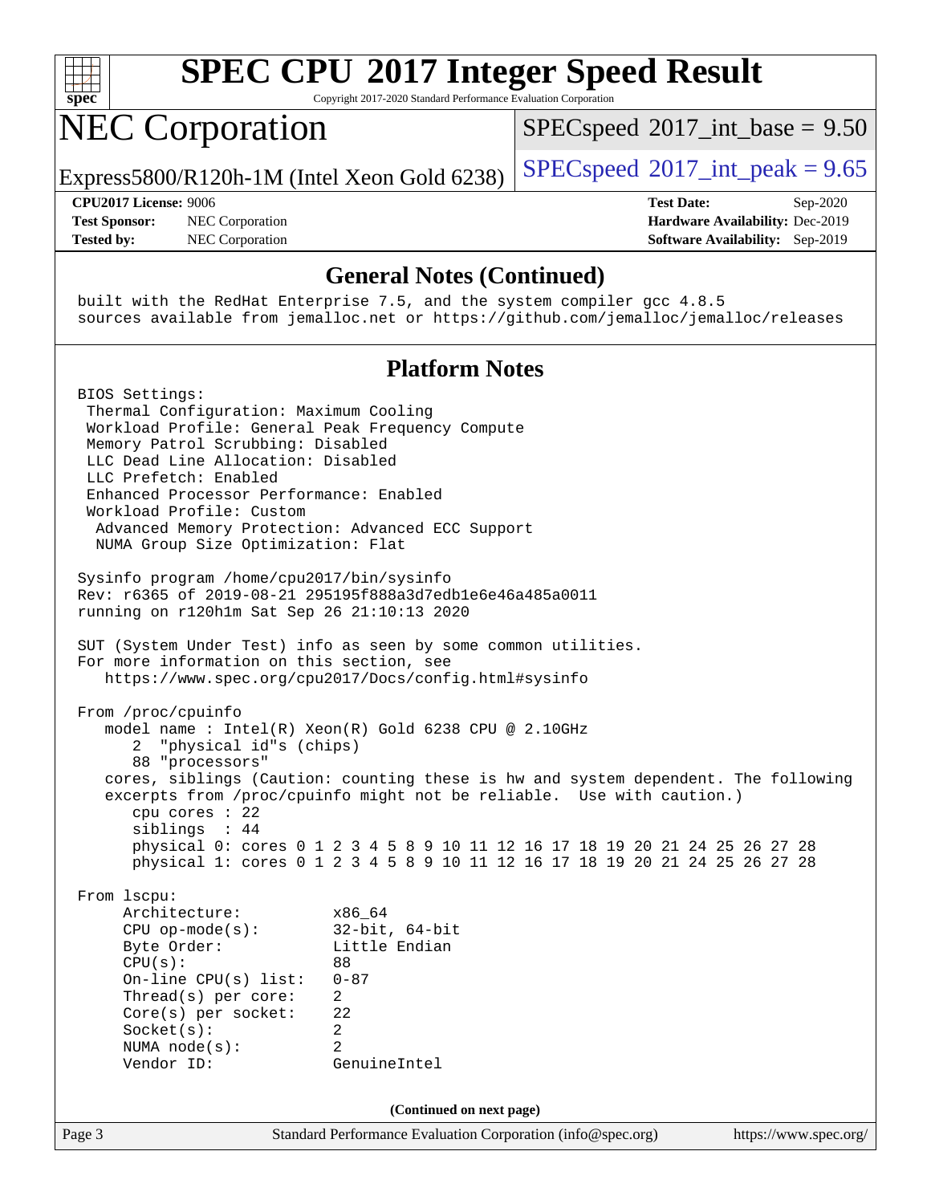# SPEC CPU 2017 Integer Speed Result

Copyright 2017-2020 Standard Performance Evaluation Corporation

## NEC Corporation

Express5800/R120h-1M (Intel Xeon Gold 6238)

SPECspeed 2017_int_base = 9.50

SPECspeed 2017_int_peak = 9.65

**CPU2017 License:** 9006
**Test Sponsor:** NEC Corporation
**Tested by:** NEC Corporation

**Test Date:** Sep-2020
**Hardware Availability:** Dec-2019
**Software Availability:** Sep-2019

## General Notes (Continued)

```
built with the RedHat Enterprise 7.5, and the system compiler gcc 4.8.5
sources available from jemalloc.net or https://github.com/jemalloc/jemalloc/releases
```

## Platform Notes

```
BIOS Settings:
 Thermal Configuration: Maximum Cooling
 Workload Profile: General Peak Frequency Compute
 Memory Patrol Scrubbing: Disabled
 LLC Dead Line Allocation: Disabled
 LLC Prefetch: Enabled
 Enhanced Processor Performance: Enabled
 Workload Profile: Custom
  Advanced Memory Protection: Advanced ECC Support
  NUMA Group Size Optimization: Flat

Sysinfo program /home/cpu2017/bin/sysinfo
Rev: r6365 of 2019-08-21 295195f888a3d7edb1e6e46a485a0011
running on r120h1m Sat Sep 26 21:10:13 2020

SUT (System Under Test) info as seen by some common utilities.
For more information on this section, see
   https://www.spec.org/cpu2017/Docs/config.html#sysinfo

From /proc/cpuinfo
   model name : Intel(R) Xeon(R) Gold 6238 CPU @ 2.10GHz
      2  "physical id"s (chips)
      88 "processors"
   cores, siblings (Caution: counting these is hw and system dependent. The following
   excerpts from /proc/cpuinfo might not be reliable.  Use with caution.)
      cpu cores : 22
      siblings  : 44
      physical 0: cores 0 1 2 3 4 5 8 9 10 11 12 16 17 18 19 20 21 24 25 26 27 28
      physical 1: cores 0 1 2 3 4 5 8 9 10 11 12 16 17 18 19 20 21 24 25 26 27 28

From lscpu:
     Architecture:          x86_64
     CPU op-mode(s):        32-bit, 64-bit
     Byte Order:            Little Endian
     CPU(s):                88
     On-line CPU(s) list:   0-87
     Thread(s) per core:    2
     Core(s) per socket:    22
     Socket(s):             2
     NUMA node(s):          2
     Vendor ID:             GenuineIntel
```

(Continued on next page)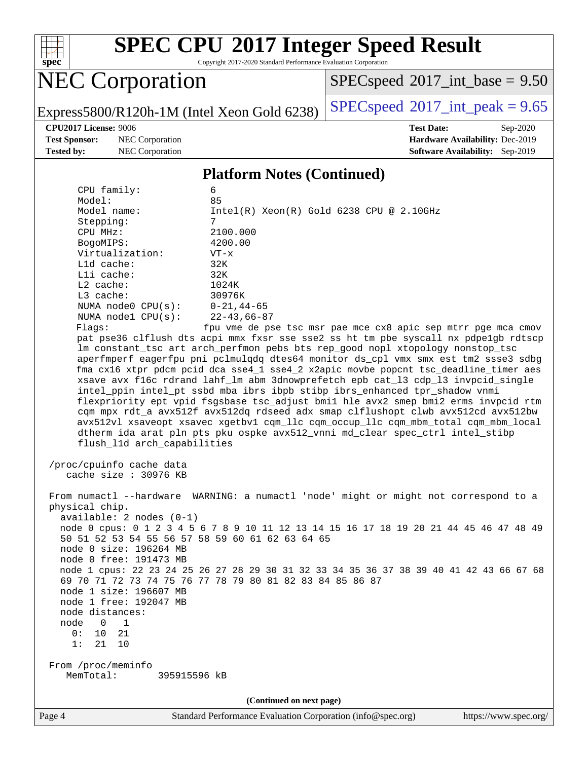## Platform Notes (Continued)

```
    CPU family:            6
    Model:                 85
    Model name:            Intel(R) Xeon(R) Gold 6238 CPU @ 2.10GHz
    Stepping:              7
    CPU MHz:               2100.000
    BogoMIPS:              4200.00
    Virtualization:        VT-x
    L1d cache:             32K
    L1i cache:             32K
    L2 cache:              1024K
    L3 cache:              30976K
    NUMA node0 CPU(s):     0-21,44-65
    NUMA node1 CPU(s):     22-43,66-87
    Flags:                 fpu vme de pse tsc msr pae mce cx8 apic sep mtrr pge mca cmov
    pat pse36 clflush dts acpi mmx fxsr sse sse2 ss ht tm pbe syscall nx pdpe1gb rdtscp
    lm constant_tsc art arch_perfmon pebs bts rep_good nopl xtopology nonstop_tsc
    aperfmperf eagerfpu pni pclmulqdq dtes64 monitor ds_cpl vmx smx est tm2 ssse3 sdbg
    fma cx16 xtpr pdcm pcid dca sse4_1 sse4_2 x2apic movbe popcnt tsc_deadline_timer aes
    xsave avx f16c rdrand lahf_lm abm 3dnowprefetch epb cat_l3 cdp_l3 invpcid_single
    intel_ppin intel_pt ssbd mba ibrs ibpb stibp ibrs_enhanced tpr_shadow vnmi
    flexpriority ept vpid fsgsbase tsc_adjust bmi1 hle avx2 smep bmi2 erms invpcid rtm
    cqm mpx rdt_a avx512f avx512dq rdseed adx smap clflushopt clwb avx512cd avx512bw
    avx512vl xsaveopt xsavec xgetbv1 cqm_llc cqm_occup_llc cqm_mbm_total cqm_mbm_local
    dtherm ida arat pln pts pku ospke avx512_vnni md_clear spec_ctrl intel_stibp
    flush_l1d arch_capabilities

 /proc/cpuinfo cache data
    cache size : 30976 KB

 From numactl --hardware  WARNING: a numactl 'node' might or might not correspond to a
 physical chip.
   available: 2 nodes (0-1)
   node 0 cpus: 0 1 2 3 4 5 6 7 8 9 10 11 12 13 14 15 16 17 18 19 20 21 44 45 46 47 48 49
   50 51 52 53 54 55 56 57 58 59 60 61 62 63 64 65
   node 0 size: 196264 MB
   node 0 free: 191473 MB
   node 1 cpus: 22 23 24 25 26 27 28 29 30 31 32 33 34 35 36 37 38 39 40 41 42 43 66 67 68
   69 70 71 72 73 74 75 76 77 78 79 80 81 82 83 84 85 86 87
   node 1 size: 196607 MB
   node 1 free: 192047 MB
   node distances:
   node   0   1
     0:  10  21
     1:  21  10

 From /proc/meminfo
    MemTotal:       395915596 kB
```

(Continued on next page)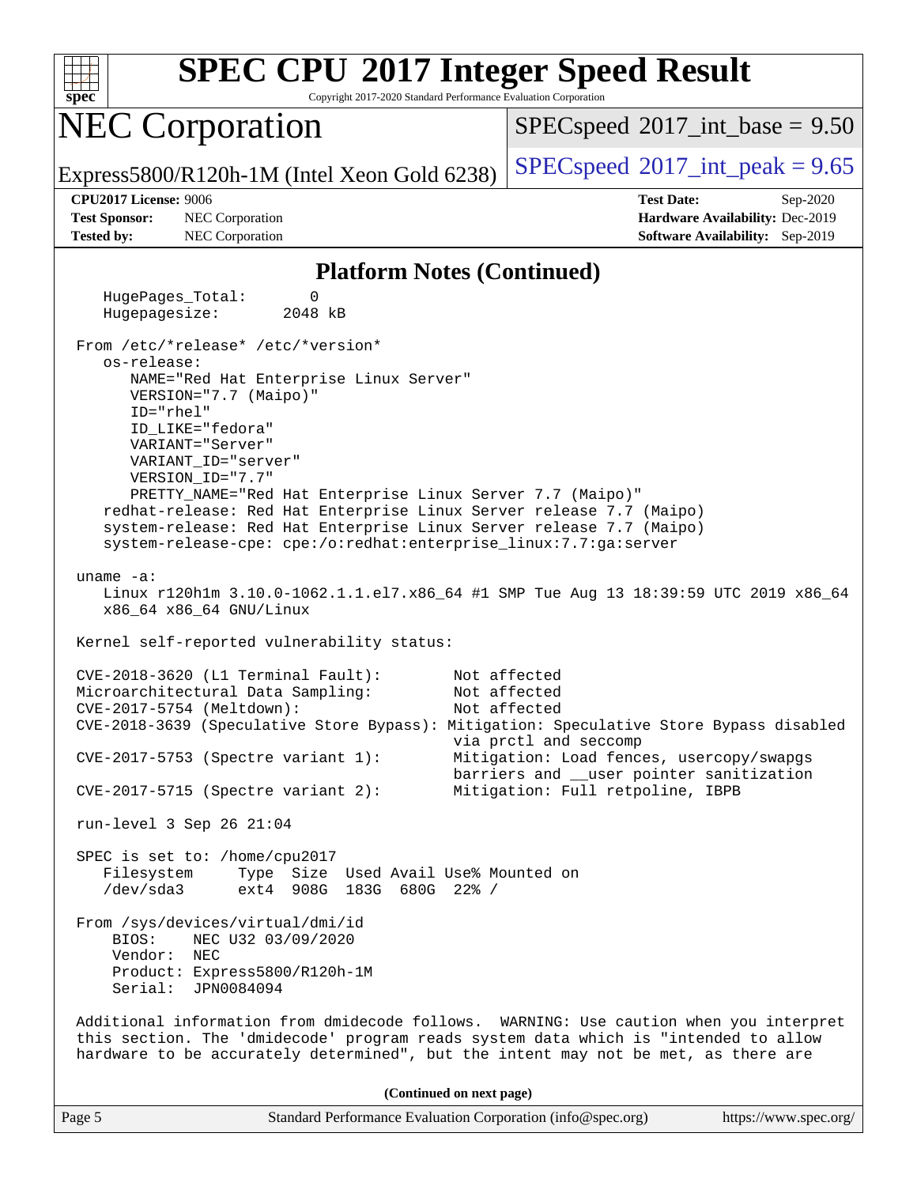## Platform Notes (Continued)

```
    HugePages_Total:       0
    Hugepagesize:       2048 kB

 From /etc/*release* /etc/*version*
    os-release:
       NAME="Red Hat Enterprise Linux Server"
       VERSION="7.7 (Maipo)"
       ID="rhel"
       ID_LIKE="fedora"
       VARIANT="Server"
       VARIANT_ID="server"
       VERSION_ID="7.7"
       PRETTY_NAME="Red Hat Enterprise Linux Server 7.7 (Maipo)"
    redhat-release: Red Hat Enterprise Linux Server release 7.7 (Maipo)
    system-release: Red Hat Enterprise Linux Server release 7.7 (Maipo)
    system-release-cpe: cpe:/o:redhat:enterprise_linux:7.7:ga:server

 uname -a:
    Linux r120h1m 3.10.0-1062.1.1.el7.x86_64 #1 SMP Tue Aug 13 18:39:59 UTC 2019 x86_64
    x86_64 x86_64 GNU/Linux

 Kernel self-reported vulnerability status:

 CVE-2018-3620 (L1 Terminal Fault):        Not affected
 Microarchitectural Data Sampling:         Not affected
 CVE-2017-5754 (Meltdown):                 Not affected
 CVE-2018-3639 (Speculative Store Bypass): Mitigation: Speculative Store Bypass disabled
                                           via prctl and seccomp
 CVE-2017-5753 (Spectre variant 1):        Mitigation: Load fences, usercopy/swapgs
                                           barriers and __user pointer sanitization
 CVE-2017-5715 (Spectre variant 2):        Mitigation: Full retpoline, IBPB

 run-level 3 Sep 26 21:04

 SPEC is set to: /home/cpu2017
    Filesystem     Type  Size  Used Avail Use% Mounted on
    /dev/sda3      ext4  908G  183G  680G  22% /

 From /sys/devices/virtual/dmi/id
     BIOS:    NEC U32 03/09/2020
     Vendor:  NEC
     Product: Express5800/R120h-1M
     Serial:  JPN0084094

 Additional information from dmidecode follows.  WARNING: Use caution when you interpret
 this section. The 'dmidecode' program reads system data which is "intended to allow
 hardware to be accurately determined", but the intent may not be met, as there are
```

(Continued on next page)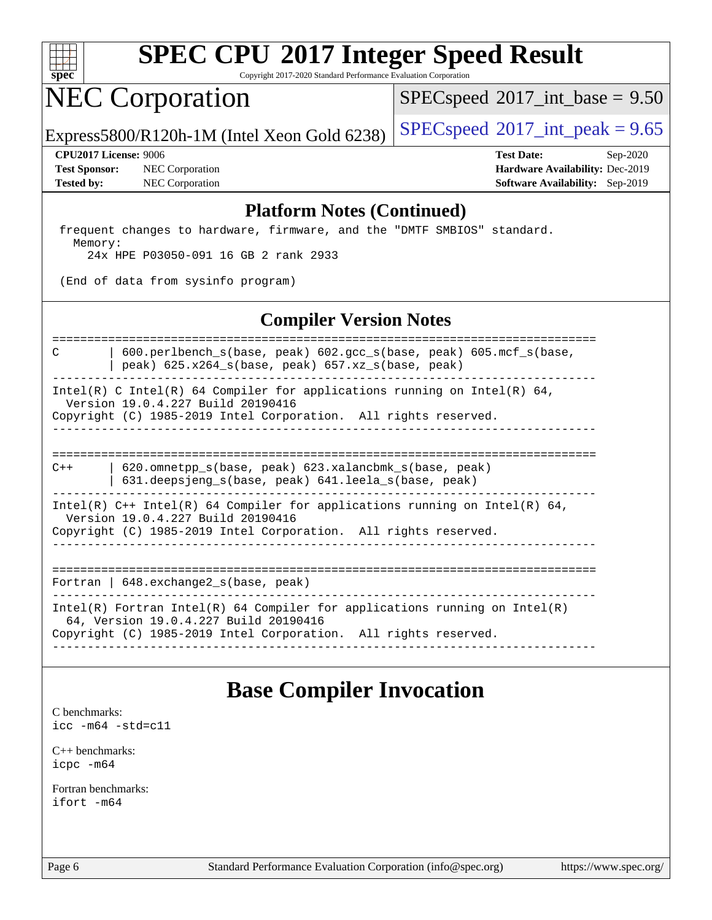## Platform Notes (Continued)

```
frequent changes to hardware, firmware, and the "DMTF SMBIOS" standard.
  Memory:
    24x HPE P03050-091 16 GB 2 rank 2933

(End of data from sysinfo program)
```

## Compiler Version Notes

```
==============================================================================
C       | 600.perlbench_s(base, peak) 602.gcc_s(base, peak) 605.mcf_s(base,
        | peak) 625.x264_s(base, peak) 657.xz_s(base, peak)
------------------------------------------------------------------------------
Intel(R) C Intel(R) 64 Compiler for applications running on Intel(R) 64,
  Version 19.0.4.227 Build 20190416
Copyright (C) 1985-2019 Intel Corporation.  All rights reserved.
------------------------------------------------------------------------------

==============================================================================
C++     | 620.omnetpp_s(base, peak) 623.xalancbmk_s(base, peak)
        | 631.deepsjeng_s(base, peak) 641.leela_s(base, peak)
------------------------------------------------------------------------------
Intel(R) C++ Intel(R) 64 Compiler for applications running on Intel(R) 64,
  Version 19.0.4.227 Build 20190416
Copyright (C) 1985-2019 Intel Corporation.  All rights reserved.
------------------------------------------------------------------------------

==============================================================================
Fortran | 648.exchange2_s(base, peak)
------------------------------------------------------------------------------
Intel(R) Fortran Intel(R) 64 Compiler for applications running on Intel(R)
  64, Version 19.0.4.227 Build 20190416
Copyright (C) 1985-2019 Intel Corporation.  All rights reserved.
------------------------------------------------------------------------------
```

## Base Compiler Invocation

C benchmarks:
`icc -m64 -std=c11`

C++ benchmarks:
`icpc -m64`

Fortran benchmarks:
`ifort -m64`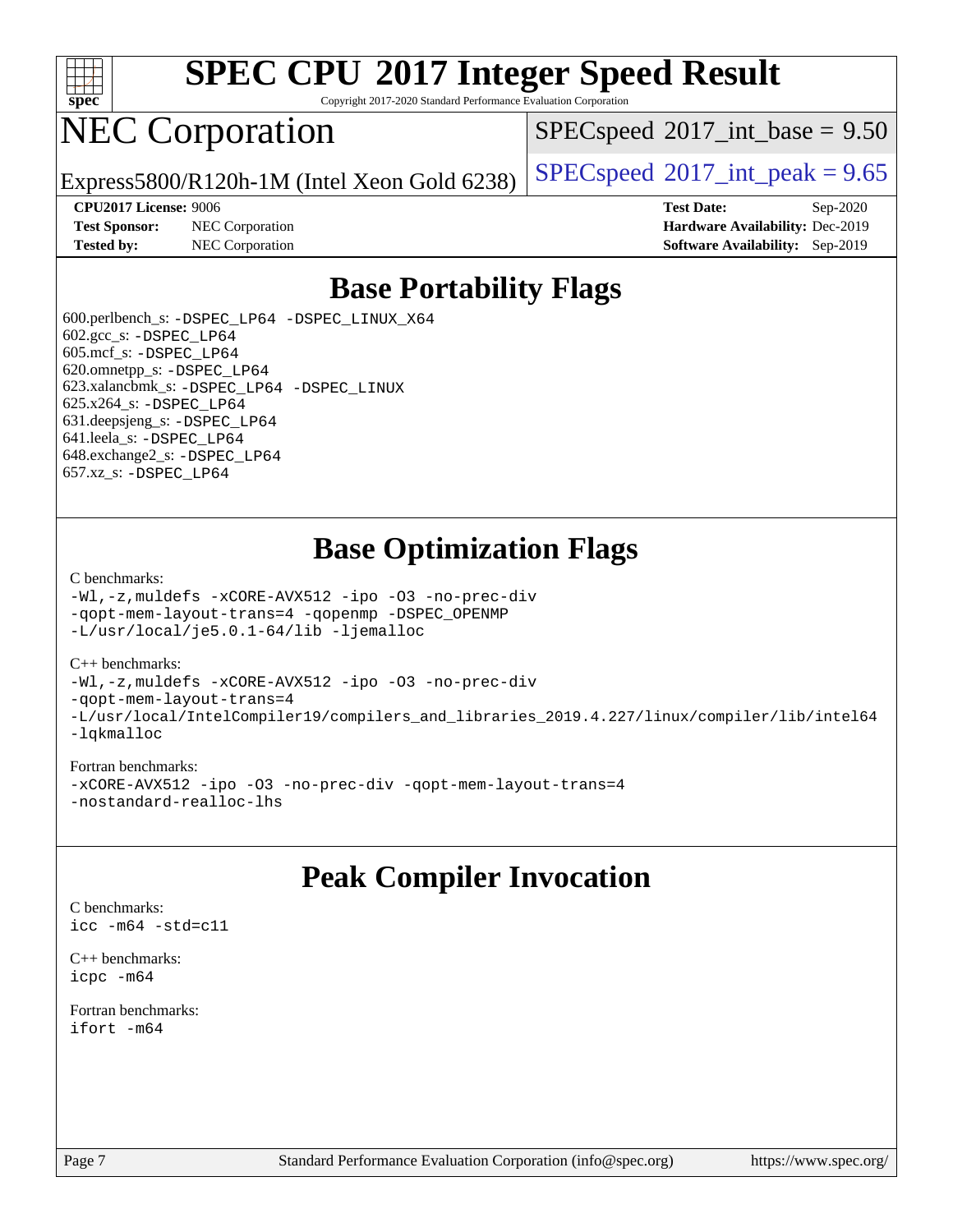# SPEC CPU 2017 Integer Speed Result

Copyright 2017-2020 Standard Performance Evaluation Corporation

# NEC Corporation

Express5800/R120h-1M (Intel Xeon Gold 6238)

SPECspeed 2017_int_base = 9.50

SPECspeed 2017_int_peak = 9.65

**CPU2017 License:** 9006
**Test Sponsor:** NEC Corporation
**Tested by:** NEC Corporation

**Test Date:** Sep-2020
**Hardware Availability:** Dec-2019
**Software Availability:** Sep-2019

## Base Portability Flags

600.perlbench_s: `-DSPEC_LP64 -DSPEC_LINUX_X64`
602.gcc_s: `-DSPEC_LP64`
605.mcf_s: `-DSPEC_LP64`
620.omnetpp_s: `-DSPEC_LP64`
623.xalancbmk_s: `-DSPEC_LP64 -DSPEC_LINUX`
625.x264_s: `-DSPEC_LP64`
631.deepsjeng_s: `-DSPEC_LP64`
641.leela_s: `-DSPEC_LP64`
648.exchange2_s: `-DSPEC_LP64`
657.xz_s: `-DSPEC_LP64`

## Base Optimization Flags

C benchmarks:
```
-Wl,-z,muldefs -xCORE-AVX512 -ipo -O3 -no-prec-div
-qopt-mem-layout-trans=4 -qopenmp -DSPEC_OPENMP
-L/usr/local/je5.0.1-64/lib -ljemalloc
```

C++ benchmarks:
```
-Wl,-z,muldefs -xCORE-AVX512 -ipo -O3 -no-prec-div
-qopt-mem-layout-trans=4
-L/usr/local/IntelCompiler19/compilers_and_libraries_2019.4.227/linux/compiler/lib/intel64
-lqkmalloc
```

Fortran benchmarks:
```
-xCORE-AVX512 -ipo -O3 -no-prec-div -qopt-mem-layout-trans=4
-nostandard-realloc-lhs
```

## Peak Compiler Invocation

C benchmarks:
```
icc -m64 -std=c11
```

C++ benchmarks:
```
icpc -m64
```

Fortran benchmarks:
```
ifort -m64
```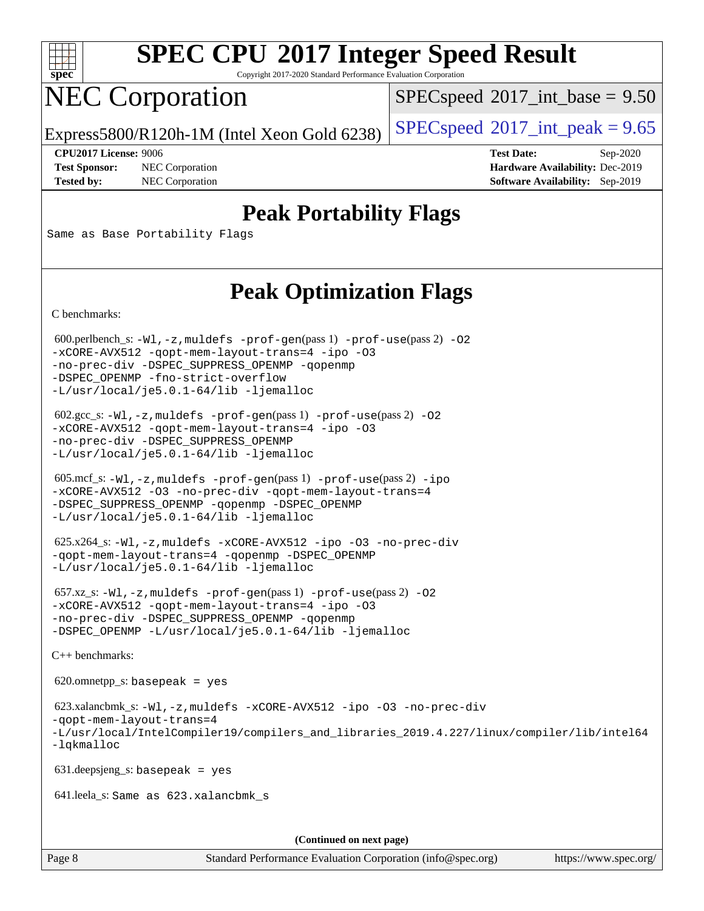# SPEC CPU 2017 Integer Speed Result

Copyright 2017-2020 Standard Performance Evaluation Corporation

# NEC Corporation

Express5800/R120h-1M (Intel Xeon Gold 6238)

SPECspeed 2017_int_base = 9.50

SPECspeed 2017_int_peak = 9.65

**CPU2017 License:** 9006
**Test Sponsor:** NEC Corporation
**Tested by:** NEC Corporation

**Test Date:** Sep-2020
**Hardware Availability:** Dec-2019
**Software Availability:** Sep-2019

## Peak Portability Flags

Same as Base Portability Flags

## Peak Optimization Flags

C benchmarks:

600.perlbench_s: -Wl,-z,muldefs -prof-gen(pass 1) -prof-use(pass 2) -O2 -xCORE-AVX512 -qopt-mem-layout-trans=4 -ipo -O3 -no-prec-div -DSPEC_SUPPRESS_OPENMP -qopenmp -DSPEC_OPENMP -fno-strict-overflow -L/usr/local/je5.0.1-64/lib -ljemalloc

602.gcc_s: -Wl,-z,muldefs -prof-gen(pass 1) -prof-use(pass 2) -O2 -xCORE-AVX512 -qopt-mem-layout-trans=4 -ipo -O3 -no-prec-div -DSPEC_SUPPRESS_OPENMP -L/usr/local/je5.0.1-64/lib -ljemalloc

605.mcf_s: -Wl,-z,muldefs -prof-gen(pass 1) -prof-use(pass 2) -ipo -xCORE-AVX512 -O3 -no-prec-div -qopt-mem-layout-trans=4 -DSPEC_SUPPRESS_OPENMP -qopenmp -DSPEC_OPENMP -L/usr/local/je5.0.1-64/lib -ljemalloc

625.x264_s: -Wl,-z,muldefs -xCORE-AVX512 -ipo -O3 -no-prec-div -qopt-mem-layout-trans=4 -qopenmp -DSPEC_OPENMP -L/usr/local/je5.0.1-64/lib -ljemalloc

657.xz_s: -Wl,-z,muldefs -prof-gen(pass 1) -prof-use(pass 2) -O2 -xCORE-AVX512 -qopt-mem-layout-trans=4 -ipo -O3 -no-prec-div -DSPEC_SUPPRESS_OPENMP -qopenmp -DSPEC_OPENMP -L/usr/local/je5.0.1-64/lib -ljemalloc

C++ benchmarks:

620.omnetpp_s: basepeak = yes

623.xalancbmk_s: -Wl,-z,muldefs -xCORE-AVX512 -ipo -O3 -no-prec-div -qopt-mem-layout-trans=4 -L/usr/local/IntelCompiler19/compilers_and_libraries_2019.4.227/linux/compiler/lib/intel64 -lqkmalloc

631.deepsjeng_s: basepeak = yes

641.leela_s: Same as 623.xalancbmk_s

**(Continued on next page)**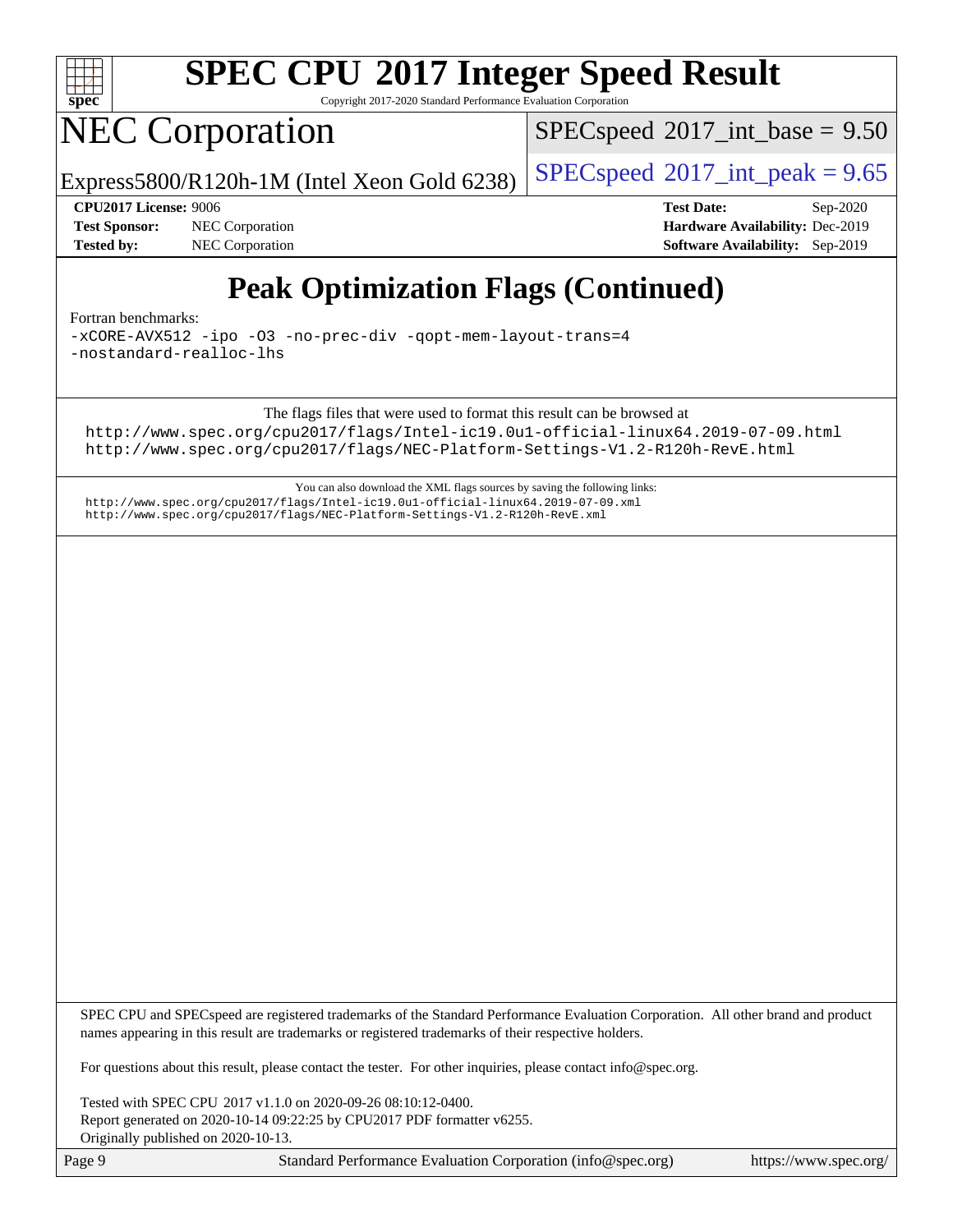# Peak Optimization Flags (Continued)

Fortran benchmarks:

```
-xCORE-AVX512 -ipo -O3 -no-prec-div -qopt-mem-layout-trans=4
-nostandard-realloc-lhs
```

The flags files that were used to format this result can be browsed at

http://www.spec.org/cpu2017/flags/Intel-ic19.0u1-official-linux64.2019-07-09.html
http://www.spec.org/cpu2017/flags/NEC-Platform-Settings-V1.2-R120h-RevE.html

You can also download the XML flags sources by saving the following links:

http://www.spec.org/cpu2017/flags/Intel-ic19.0u1-official-linux64.2019-07-09.xml
http://www.spec.org/cpu2017/flags/NEC-Platform-Settings-V1.2-R120h-RevE.xml

SPEC CPU and SPECspeed are registered trademarks of the Standard Performance Evaluation Corporation. All other brand and product names appearing in this result are trademarks or registered trademarks of their respective holders.

For questions about this result, please contact the tester. For other inquiries, please contact info@spec.org.

Tested with SPEC CPU 2017 v1.1.0 on 2020-09-26 08:10:12-0400.
Report generated on 2020-10-14 09:22:25 by CPU2017 PDF formatter v6255.
Originally published on 2020-10-13.